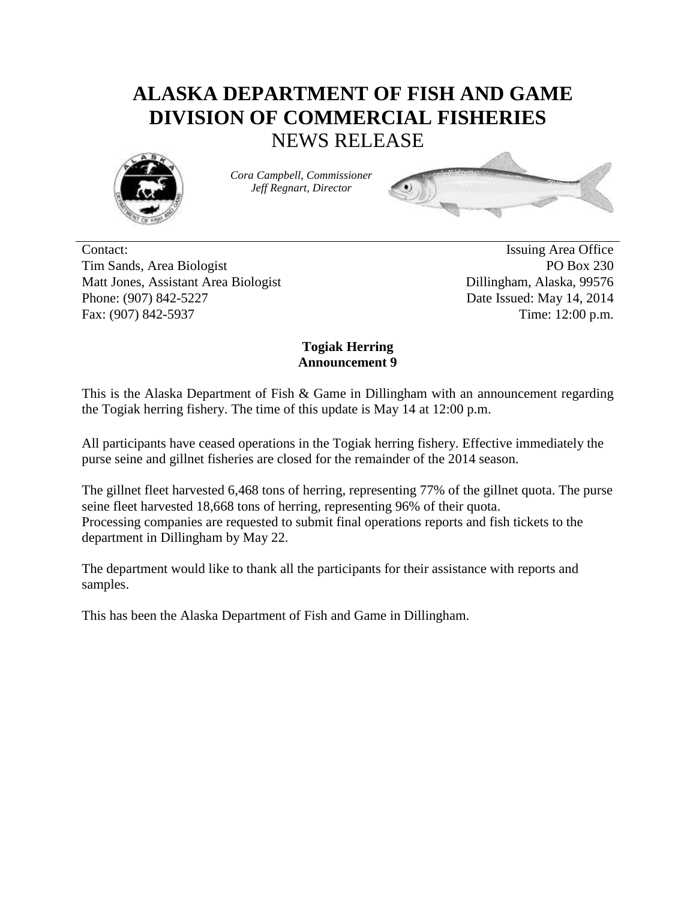# ALASKA DEPARTMENT OF FISH AND GAME
# DIVISION OF COMMERCIAL FISHERIES
## NEWS RELEASE

*Cora Campbell, Commissioner*
*Jeff Regnart, Director*

Contact:
Tim Sands, Area Biologist
Matt Jones, Assistant Area Biologist
Phone: (907) 842-5227
Fax: (907) 842-5937

Issuing Area Office
PO Box 230
Dillingham, Alaska, 99576
Date Issued: May 14, 2014
Time: 12:00 p.m.

**Togiak Herring**
**Announcement 9**

This is the Alaska Department of Fish & Game in Dillingham with an announcement regarding the Togiak herring fishery. The time of this update is May 14 at 12:00 p.m.

All participants have ceased operations in the Togiak herring fishery. Effective immediately the purse seine and gillnet fisheries are closed for the remainder of the 2014 season.

The gillnet fleet harvested 6,468 tons of herring, representing 77% of the gillnet quota. The purse seine fleet harvested 18,668 tons of herring, representing 96% of their quota.
Processing companies are requested to submit final operations reports and fish tickets to the department in Dillingham by May 22.

The department would like to thank all the participants for their assistance with reports and samples.

This has been the Alaska Department of Fish and Game in Dillingham.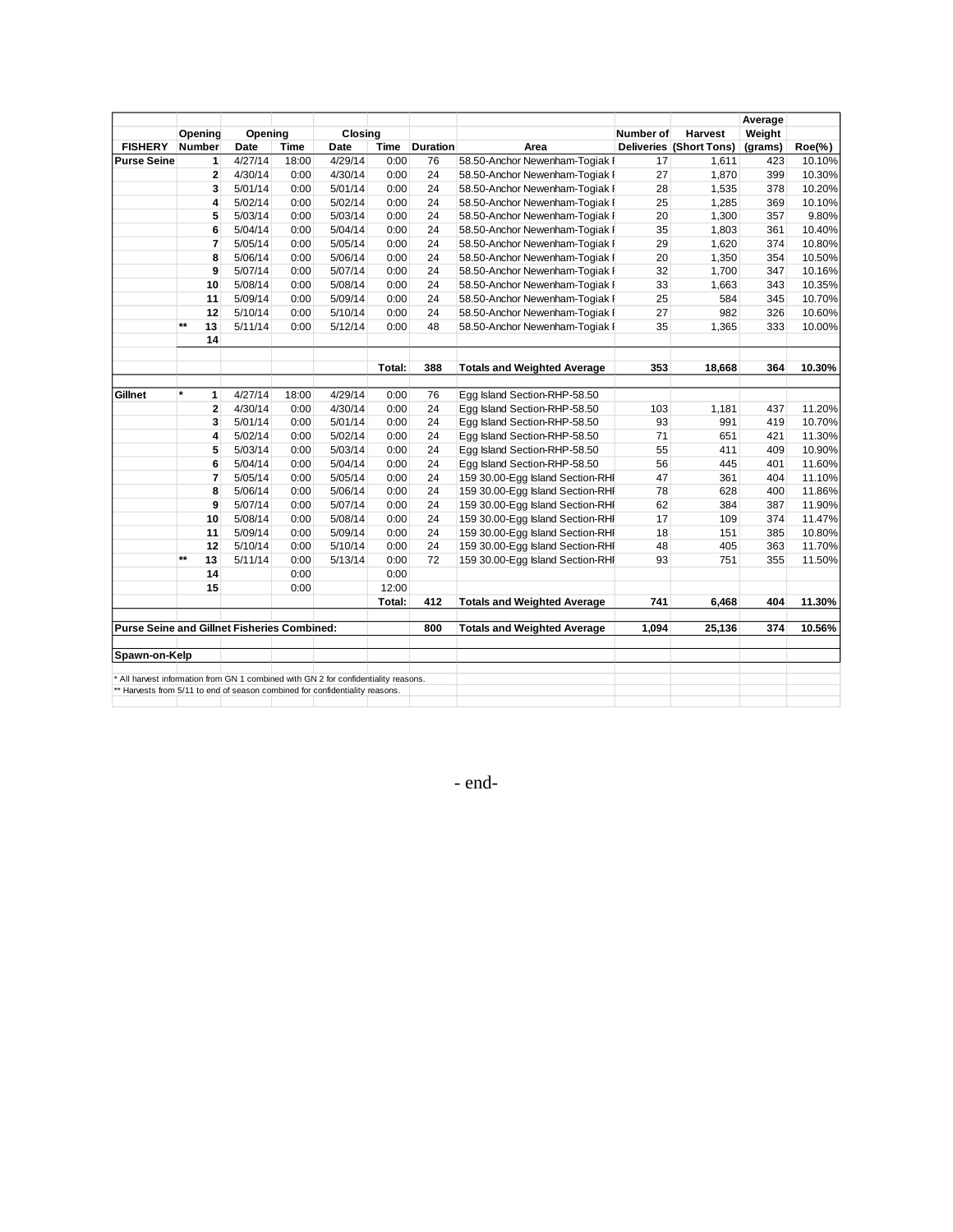| FISHERY | Opening Number | Opening Date | Opening Time | Closing Date | Closing Time | Duration | Area | Number of Deliveries | Harvest (Short Tons) | Average Weight (grams) | Roe(%) |
|---|---|---|---|---|---|---|---|---|---|---|---|
| Purse Seine | 1 | 4/27/14 | 18:00 | 4/29/14 | 0:00 | 76 | 58.50-Anchor Newenham-Togiak I | 17 | 1,611 | 423 | 10.10% |
| | 2 | 4/30/14 | 0:00 | 4/30/14 | 0:00 | 24 | 58.50-Anchor Newenham-Togiak I | 27 | 1,870 | 399 | 10.30% |
| | 3 | 5/01/14 | 0:00 | 5/01/14 | 0:00 | 24 | 58.50-Anchor Newenham-Togiak I | 28 | 1,535 | 378 | 10.20% |
| | 4 | 5/02/14 | 0:00 | 5/02/14 | 0:00 | 24 | 58.50-Anchor Newenham-Togiak I | 25 | 1,285 | 369 | 10.10% |
| | 5 | 5/03/14 | 0:00 | 5/03/14 | 0:00 | 24 | 58.50-Anchor Newenham-Togiak I | 20 | 1,300 | 357 | 9.80% |
| | 6 | 5/04/14 | 0:00 | 5/04/14 | 0:00 | 24 | 58.50-Anchor Newenham-Togiak I | 35 | 1,803 | 361 | 10.40% |
| | 7 | 5/05/14 | 0:00 | 5/05/14 | 0:00 | 24 | 58.50-Anchor Newenham-Togiak I | 29 | 1,620 | 374 | 10.80% |
| | 8 | 5/06/14 | 0:00 | 5/06/14 | 0:00 | 24 | 58.50-Anchor Newenham-Togiak I | 20 | 1,350 | 354 | 10.50% |
| | 9 | 5/07/14 | 0:00 | 5/07/14 | 0:00 | 24 | 58.50-Anchor Newenham-Togiak I | 32 | 1,700 | 347 | 10.16% |
| | 10 | 5/08/14 | 0:00 | 5/08/14 | 0:00 | 24 | 58.50-Anchor Newenham-Togiak I | 33 | 1,663 | 343 | 10.35% |
| | 11 | 5/09/14 | 0:00 | 5/09/14 | 0:00 | 24 | 58.50-Anchor Newenham-Togiak I | 25 | 584 | 345 | 10.70% |
| | 12 | 5/10/14 | 0:00 | 5/10/14 | 0:00 | 24 | 58.50-Anchor Newenham-Togiak I | 27 | 982 | 326 | 10.60% |
| | ** 13 | 5/11/14 | 0:00 | 5/12/14 | 0:00 | 48 | 58.50-Anchor Newenham-Togiak I | 35 | 1,365 | 333 | 10.00% |
| | 14 | | | | | | | | | | |
| | | | | | Total: | 388 | Totals and Weighted Average | 353 | 18,668 | 364 | 10.30% |
| Gillnet | * 1 | 4/27/14 | 18:00 | 4/29/14 | 0:00 | 76 | Egg Island Section-RHP-58.50 | | | | |
| | 2 | 4/30/14 | 0:00 | 4/30/14 | 0:00 | 24 | Egg Island Section-RHP-58.50 | 103 | 1,181 | 437 | 11.20% |
| | 3 | 5/01/14 | 0:00 | 5/01/14 | 0:00 | 24 | Egg Island Section-RHP-58.50 | 93 | 991 | 419 | 10.70% |
| | 4 | 5/02/14 | 0:00 | 5/02/14 | 0:00 | 24 | Egg Island Section-RHP-58.50 | 71 | 651 | 421 | 11.30% |
| | 5 | 5/03/14 | 0:00 | 5/03/14 | 0:00 | 24 | Egg Island Section-RHP-58.50 | 55 | 411 | 409 | 10.90% |
| | 6 | 5/04/14 | 0:00 | 5/04/14 | 0:00 | 24 | Egg Island Section-RHP-58.50 | 56 | 445 | 401 | 11.60% |
| | 7 | 5/05/14 | 0:00 | 5/05/14 | 0:00 | 24 | 159 30.00-Egg Island Section-RHI | 47 | 361 | 404 | 11.10% |
| | 8 | 5/06/14 | 0:00 | 5/06/14 | 0:00 | 24 | 159 30.00-Egg Island Section-RHI | 78 | 628 | 400 | 11.86% |
| | 9 | 5/07/14 | 0:00 | 5/07/14 | 0:00 | 24 | 159 30.00-Egg Island Section-RHI | 62 | 384 | 387 | 11.90% |
| | 10 | 5/08/14 | 0:00 | 5/08/14 | 0:00 | 24 | 159 30.00-Egg Island Section-RHI | 17 | 109 | 374 | 11.47% |
| | 11 | 5/09/14 | 0:00 | 5/09/14 | 0:00 | 24 | 159 30.00-Egg Island Section-RHI | 18 | 151 | 385 | 10.80% |
| | 12 | 5/10/14 | 0:00 | 5/10/14 | 0:00 | 24 | 159 30.00-Egg Island Section-RHI | 48 | 405 | 363 | 11.70% |
| | ** 13 | 5/11/14 | 0:00 | 5/13/14 | 0:00 | 72 | 159 30.00-Egg Island Section-RHI | 93 | 751 | 355 | 11.50% |
| | 14 | | 0:00 | | 0:00 | | | | | | |
| | 15 | | 0:00 | | 12:00 | | | | | | |
| | | | | | Total: | 412 | Totals and Weighted Average | 741 | 6,468 | 404 | 11.30% |
| Purse Seine and Gillnet Fisheries Combined: | | | | | | 800 | Totals and Weighted Average | 1,094 | 25,136 | 374 | 10.56% |
| Spawn-on-Kelp | | | | | | | | | | | |

\* All harvest information from GN 1 combined with GN 2 for confidentiality reasons.

** Harvests from 5/11 to end of season combined for confidentiality reasons.

- end-